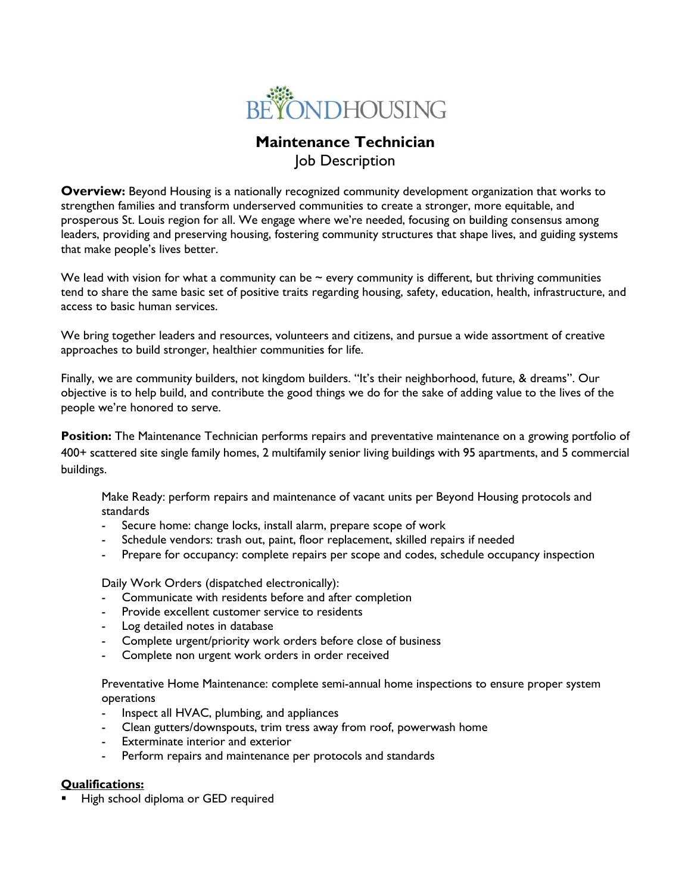# BEYONDHOUSING

## Maintenance Technician

Job Description

**Overview:** Beyond Housing is a nationally recognized community development organization that works to strengthen families and transform underserved communities to create a stronger, more equitable, and prosperous St. Louis region for all. We engage where we're needed, focusing on building consensus among leaders, providing and preserving housing, fostering community structures that shape lives, and guiding systems that make people's lives better.

We lead with vision for what a community can be ~ every community is different, but thriving communities tend to share the same basic set of positive traits regarding housing, safety, education, health, infrastructure, and access to basic human services.

We bring together leaders and resources, volunteers and citizens, and pursue a wide assortment of creative approaches to build stronger, healthier communities for life.

Finally, we are community builders, not kingdom builders. "It's their neighborhood, future, & dreams". Our objective is to help build, and contribute the good things we do for the sake of adding value to the lives of the people we're honored to serve.

**Position:** The Maintenance Technician performs repairs and preventative maintenance on a growing portfolio of 400+ scattered site single family homes, 2 multifamily senior living buildings with 95 apartments, and 5 commercial buildings.

Make Ready: perform repairs and maintenance of vacant units per Beyond Housing protocols and standards

- Secure home: change locks, install alarm, prepare scope of work
- Schedule vendors: trash out, paint, floor replacement, skilled repairs if needed
- Prepare for occupancy: complete repairs per scope and codes, schedule occupancy inspection

Daily Work Orders (dispatched electronically):

- Communicate with residents before and after completion
- Provide excellent customer service to residents
- Log detailed notes in database
- Complete urgent/priority work orders before close of business
- Complete non urgent work orders in order received

Preventative Home Maintenance: complete semi-annual home inspections to ensure proper system operations

- Inspect all HVAC, plumbing, and appliances
- Clean gutters/downspouts, trim tress away from roof, powerwash home
- Exterminate interior and exterior
- Perform repairs and maintenance per protocols and standards

**<u>Qualifications:</u>**

- High school diploma or GED required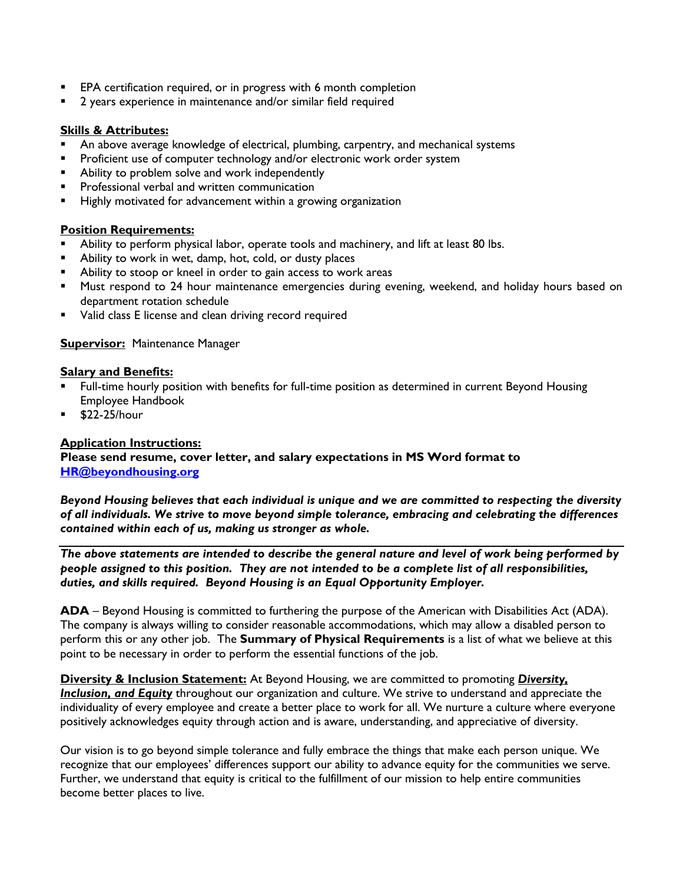- EPA certification required, or in progress with 6 month completion
- 2 years experience in maintenance and/or similar field required

**Skills & Attributes:**

- An above average knowledge of electrical, plumbing, carpentry, and mechanical systems
- Proficient use of computer technology and/or electronic work order system
- Ability to problem solve and work independently
- Professional verbal and written communication
- Highly motivated for advancement within a growing organization

**Position Requirements:**

- Ability to perform physical labor, operate tools and machinery, and lift at least 80 lbs.
- Ability to work in wet, damp, hot, cold, or dusty places
- Ability to stoop or kneel in order to gain access to work areas
- Must respond to 24 hour maintenance emergencies during evening, weekend, and holiday hours based on department rotation schedule
- Valid class E license and clean driving record required

**Supervisor:** Maintenance Manager

**Salary and Benefits:**

- Full-time hourly position with benefits for full-time position as determined in current Beyond Housing Employee Handbook
- $22-25/hour

**Application Instructions:**

**Please send resume, cover letter, and salary expectations in MS Word format to [HR@beyondhousing.org](mailto:HR@beyondhousing.org)**

***Beyond Housing believes that each individual is unique and we are committed to respecting the diversity of all individuals. We strive to move beyond simple tolerance, embracing and celebrating the differences contained within each of us, making us stronger as whole.***

---

***The above statements are intended to describe the general nature and level of work being performed by people assigned to this position. They are not intended to be a complete list of all responsibilities, duties, and skills required. Beyond Housing is an Equal Opportunity Employer.***

**ADA** – Beyond Housing is committed to furthering the purpose of the American with Disabilities Act (ADA). The company is always willing to consider reasonable accommodations, which may allow a disabled person to perform this or any other job. The **Summary of Physical Requirements** is a list of what we believe at this point to be necessary in order to perform the essential functions of the job.

**Diversity & Inclusion Statement:** At Beyond Housing, we are committed to promoting ***Diversity, Inclusion, and Equity*** throughout our organization and culture. We strive to understand and appreciate the individuality of every employee and create a better place to work for all. We nurture a culture where everyone positively acknowledges equity through action and is aware, understanding, and appreciative of diversity.

Our vision is to go beyond simple tolerance and fully embrace the things that make each person unique. We recognize that our employees' differences support our ability to advance equity for the communities we serve. Further, we understand that equity is critical to the fulfillment of our mission to help entire communities become better places to live.